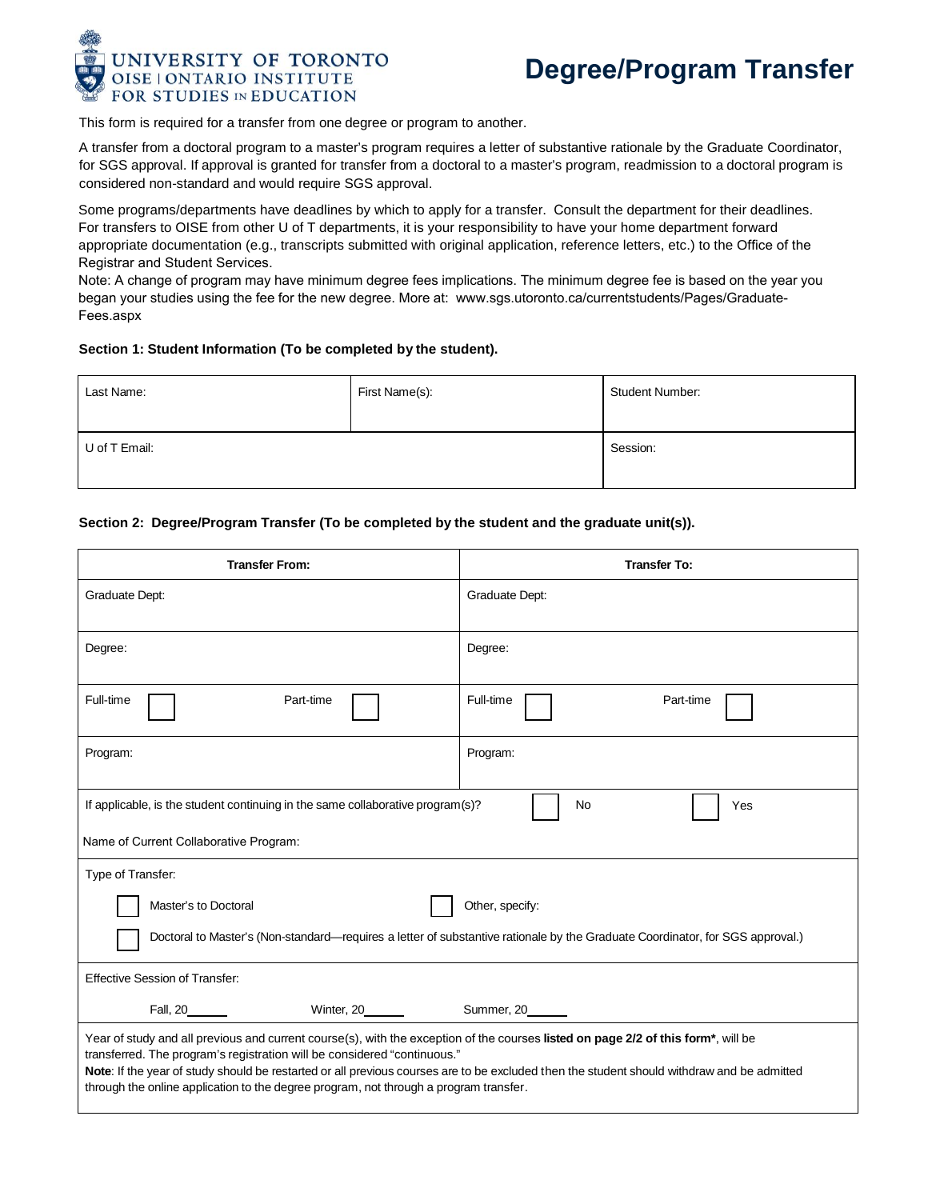University of Toronto
OISE | Ontario Institute for Studies in Education

# Degree/Program Transfer

This form is required for a transfer from one degree or program to another.

A transfer from a doctoral program to a master's program requires a letter of substantive rationale by the Graduate Coordinator, for SGS approval. If approval is granted for transfer from a doctoral to a master's program, readmission to a doctoral program is considered non-standard and would require SGS approval.

Some programs/departments have deadlines by which to apply for a transfer. Consult the department for their deadlines. For transfers to OISE from other U of T departments, it is your responsibility to have your home department forward appropriate documentation (e.g., transcripts submitted with original application, reference letters, etc.) to the Office of the Registrar and Student Services.
Note: A change of program may have minimum degree fees implications. The minimum degree fee is based on the year you began your studies using the fee for the new degree. More at: www.sgs.utoronto.ca/currentstudents/Pages/Graduate-Fees.aspx

**Section 1: Student Information (To be completed by the student).**

| Last Name: | First Name(s): | Student Number: |
|---|---|---|
| U of T Email: | | Session: |

**Section 2: Degree/Program Transfer (To be completed by the student and the graduate unit(s)).**

| Transfer From: | Transfer To: |
|---|---|
| Graduate Dept: | Graduate Dept: |
| Degree: | Degree: |
| Full-time ☐ Part-time ☐ | Full-time ☐ Part-time ☐ |
| Program: | Program: |

If applicable, is the student continuing in the same collaborative program(s)? ☐ No ☐ Yes

Name of Current Collaborative Program:

Type of Transfer:

☐ Master's to Doctoral ☐ Other, specify:

☐ Doctoral to Master's (Non-standard—requires a letter of substantive rationale by the Graduate Coordinator, for SGS approval.)

Effective Session of Transfer:

Fall, 20______ Winter, 20______ Summer, 20______

Year of study and all previous and current course(s), with the exception of the courses **listed on page 2/2 of this form***, will be transferred. The program's registration will be considered "continuous."
**Note**: If the year of study should be restarted or all previous courses are to be excluded then the student should withdraw and be admitted through the online application to the degree program, not through a program transfer.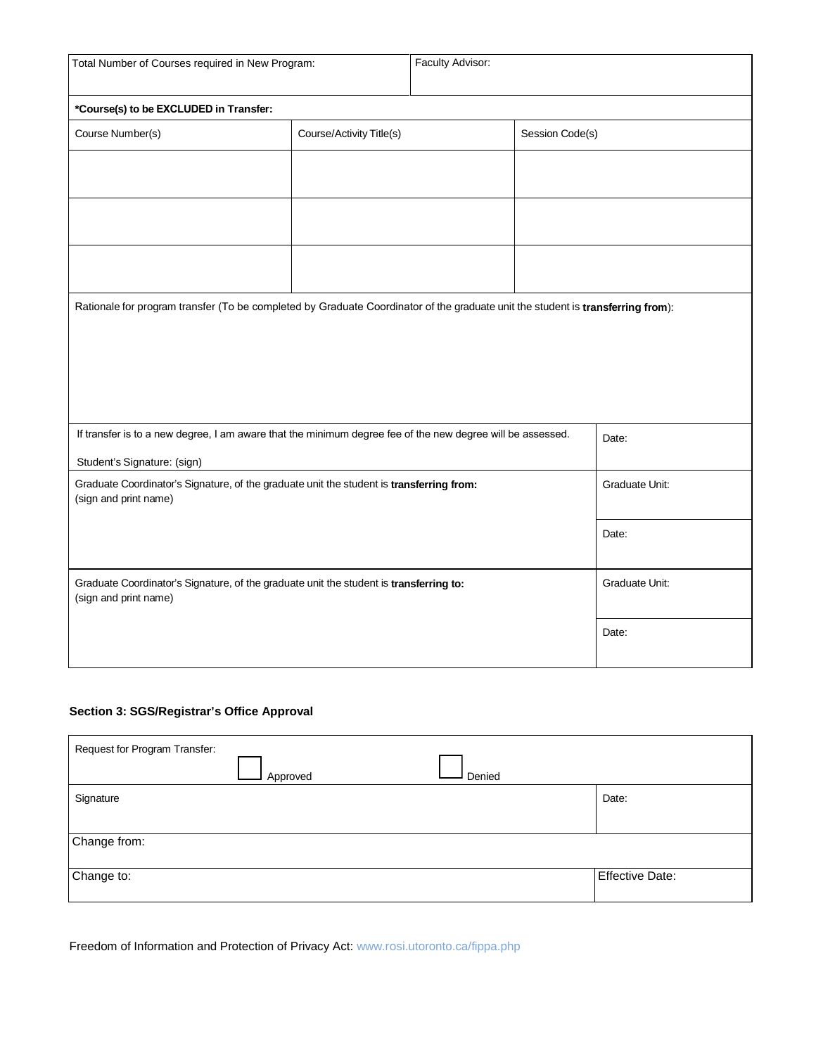| Total Number of Courses required in New Program: | Faculty Advisor: |
|---|---|

**\*Course(s) to be EXCLUDED in Transfer:**

| Course Number(s) | Course/Activity Title(s) | Session Code(s) |
|---|---|---|
| | | |
| | | |
| | | |

Rationale for program transfer (To be completed by Graduate Coordinator of the graduate unit the student is **transferring from**):

| | |
|---|---|
| If transfer is to a new degree, I am aware that the minimum degree fee of the new degree will be assessed.<br><br>Student's Signature: (sign) | Date: |
| Graduate Coordinator's Signature, of the graduate unit the student is **transferring from:**<br>(sign and print name) | Graduate Unit:<br><br>Date: |
| Graduate Coordinator's Signature, of the graduate unit the student is **transferring to:**<br>(sign and print name) | Graduate Unit:<br><br>Date: |

**Section 3: SGS/Registrar's Office Approval**

| | |
|---|---|
| Request for Program Transfer: ☐ Approved ☐ Denied | |
| Signature | Date: |
| Change from: | |
| Change to: | Effective Date: |

Freedom of Information and Protection of Privacy Act: www.rosi.utoronto.ca/fippa.php